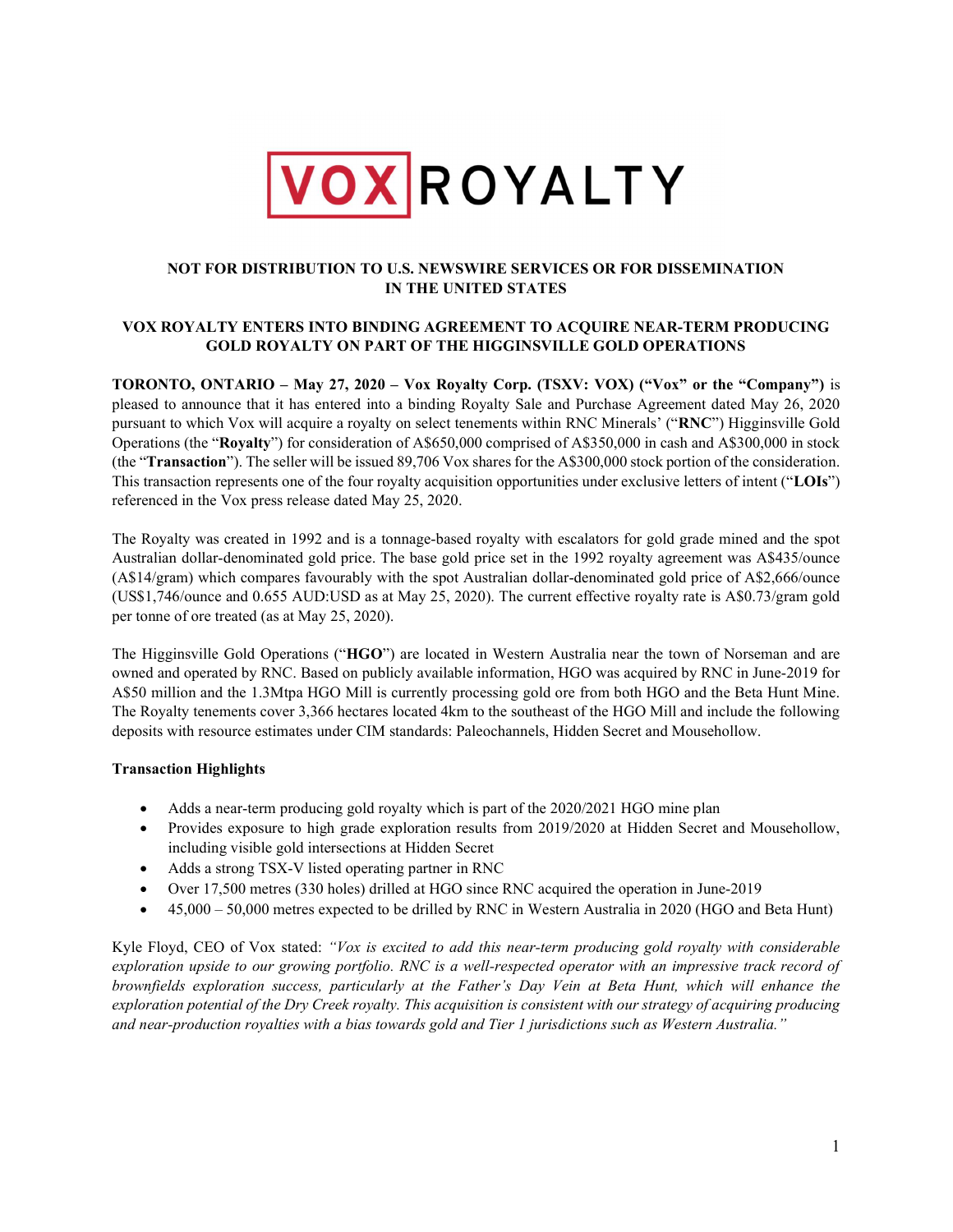**NOT FOR DISTRIBUTION TO U.S. NEWSWIRE SERVICES OR FOR DISSEMINATION IN THE UNITED STATES**

# VOX ROYALTY ENTERS INTO BINDING AGREEMENT TO ACQUIRE NEAR-TERM PRODUCING GOLD ROYALTY ON PART OF THE HIGGINSVILLE GOLD OPERATIONS

**TORONTO, ONTARIO – May 27, 2020 – Vox Royalty Corp. (TSXV: VOX) ("Vox" or the "Company")** is pleased to announce that it has entered into a binding Royalty Sale and Purchase Agreement dated May 26, 2020 pursuant to which Vox will acquire a royalty on select tenements within RNC Minerals' ("**RNC**") Higginsville Gold Operations (the "**Royalty**") for consideration of A$650,000 comprised of A$350,000 in cash and A$300,000 in stock (the "**Transaction**"). The seller will be issued 89,706 Vox shares for the A$300,000 stock portion of the consideration. This transaction represents one of the four royalty acquisition opportunities under exclusive letters of intent ("**LOIs**") referenced in the Vox press release dated May 25, 2020.

The Royalty was created in 1992 and is a tonnage-based royalty with escalators for gold grade mined and the spot Australian dollar-denominated gold price. The base gold price set in the 1992 royalty agreement was A$435/ounce (A$14/gram) which compares favourably with the spot Australian dollar-denominated gold price of A$2,666/ounce (US$1,746/ounce and 0.655 AUD:USD as at May 25, 2020). The current effective royalty rate is A$0.73/gram gold per tonne of ore treated (as at May 25, 2020).

The Higginsville Gold Operations ("**HGO**") are located in Western Australia near the town of Norseman and are owned and operated by RNC. Based on publicly available information, HGO was acquired by RNC in June-2019 for A$50 million and the 1.3Mtpa HGO Mill is currently processing gold ore from both HGO and the Beta Hunt Mine. The Royalty tenements cover 3,366 hectares located 4km to the southeast of the HGO Mill and include the following deposits with resource estimates under CIM standards: Paleochannels, Hidden Secret and Mousehollow.

**Transaction Highlights**

- Adds a near-term producing gold royalty which is part of the 2020/2021 HGO mine plan
- Provides exposure to high grade exploration results from 2019/2020 at Hidden Secret and Mousehollow, including visible gold intersections at Hidden Secret
- Adds a strong TSX-V listed operating partner in RNC
- Over 17,500 metres (330 holes) drilled at HGO since RNC acquired the operation in June-2019
- 45,000 – 50,000 metres expected to be drilled by RNC in Western Australia in 2020 (HGO and Beta Hunt)

Kyle Floyd, CEO of Vox stated: *"Vox is excited to add this near-term producing gold royalty with considerable exploration upside to our growing portfolio. RNC is a well-respected operator with an impressive track record of brownfields exploration success, particularly at the Father's Day Vein at Beta Hunt, which will enhance the exploration potential of the Dry Creek royalty. This acquisition is consistent with our strategy of acquiring producing and near-production royalties with a bias towards gold and Tier 1 jurisdictions such as Western Australia."*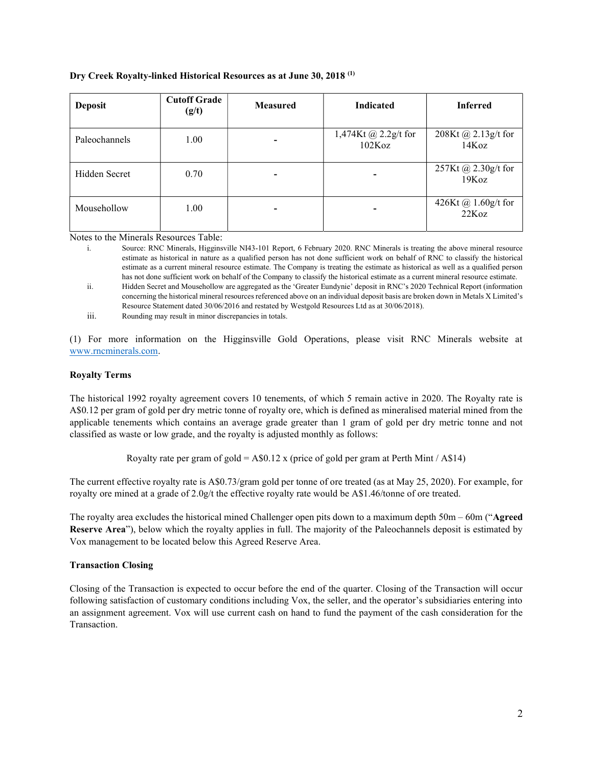**Dry Creek Royalty-linked Historical Resources as at June 30, 2018 [(1)]**

| Deposit | Cutoff Grade (g/t) | Measured | Indicated | Inferred |
|---|---|---|---|---|
| Paleochannels | 1.00 | - | 1,474Kt @ 2.2g/t for 102Koz | 208Kt @ 2.13g/t for 14Koz |
| Hidden Secret | 0.70 | - | - | 257Kt @ 2.30g/t for 19Koz |
| Mousehollow | 1.00 | - | - | 426Kt @ 1.60g/t for 22Koz |

Notes to the Minerals Resources Table:

i. Source: RNC Minerals, Higginsville NI43-101 Report, 6 February 2020. RNC Minerals is treating the above mineral resource estimate as historical in nature as a qualified person has not done sufficient work on behalf of RNC to classify the historical estimate as a current mineral resource estimate. The Company is treating the estimate as historical as well as a qualified person has not done sufficient work on behalf of the Company to classify the historical estimate as a current mineral resource estimate.

ii. Hidden Secret and Mousehollow are aggregated as the 'Greater Eundynie' deposit in RNC's 2020 Technical Report (information concerning the historical mineral resources referenced above on an individual deposit basis are broken down in Metals X Limited's Resource Statement dated 30/06/2016 and restated by Westgold Resources Ltd as at 30/06/2018).

iii. Rounding may result in minor discrepancies in totals.

(1) For more information on the Higginsville Gold Operations, please visit RNC Minerals website at www.rncminerals.com.

**Royalty Terms**

The historical 1992 royalty agreement covers 10 tenements, of which 5 remain active in 2020. The Royalty rate is A$0.12 per gram of gold per dry metric tonne of royalty ore, which is defined as mineralised material mined from the applicable tenements which contains an average grade greater than 1 gram of gold per dry metric tonne and not classified as waste or low grade, and the royalty is adjusted monthly as follows:

Royalty rate per gram of gold = A$0.12 x (price of gold per gram at Perth Mint / A$14)

The current effective royalty rate is A$0.73/gram gold per tonne of ore treated (as at May 25, 2020). For example, for royalty ore mined at a grade of 2.0g/t the effective royalty rate would be A$1.46/tonne of ore treated.

The royalty area excludes the historical mined Challenger open pits down to a maximum depth 50m – 60m ("**Agreed Reserve Area**"), below which the royalty applies in full. The majority of the Paleochannels deposit is estimated by Vox management to be located below this Agreed Reserve Area.

**Transaction Closing**

Closing of the Transaction is expected to occur before the end of the quarter. Closing of the Transaction will occur following satisfaction of customary conditions including Vox, the seller, and the operator's subsidiaries entering into an assignment agreement. Vox will use current cash on hand to fund the payment of the cash consideration for the Transaction.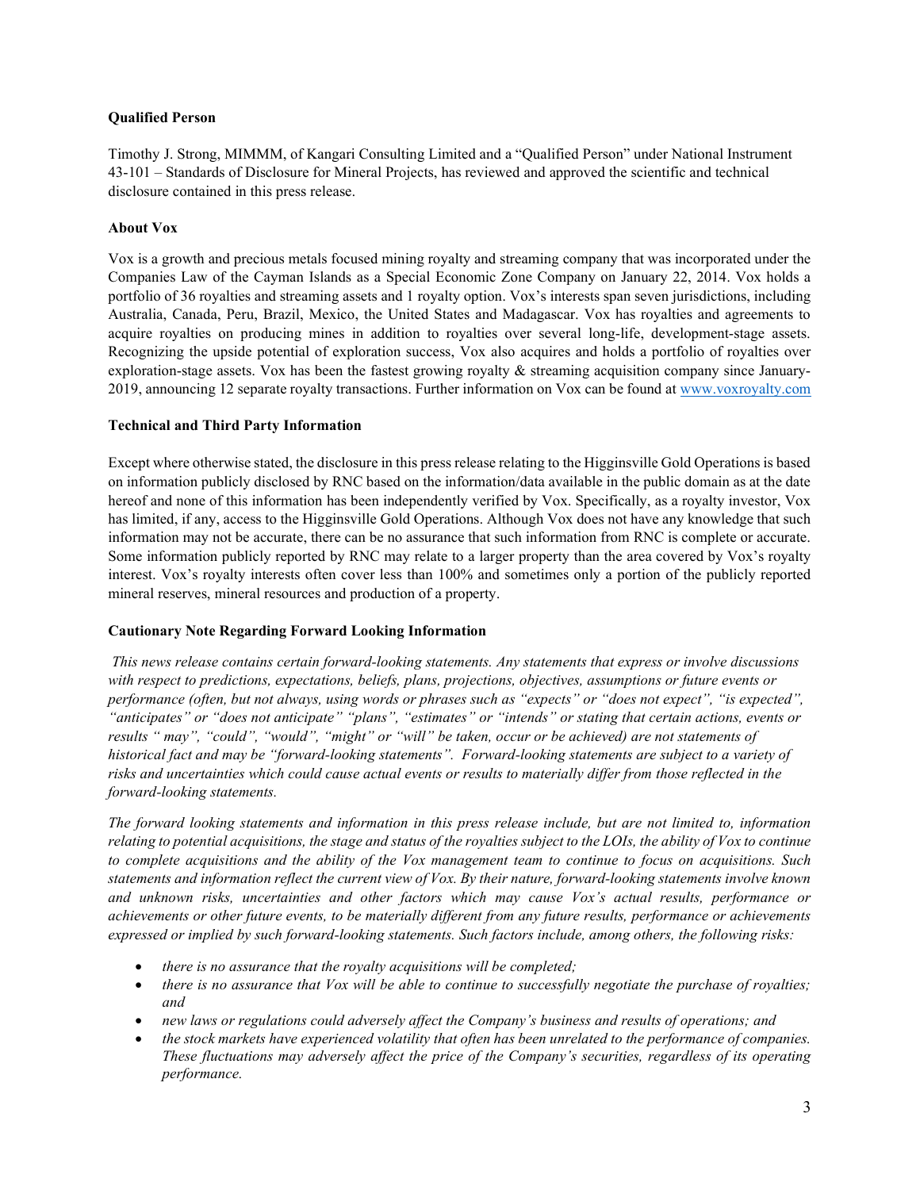**Qualified Person**

Timothy J. Strong, MIMMM, of Kangari Consulting Limited and a "Qualified Person" under National Instrument 43-101 – Standards of Disclosure for Mineral Projects, has reviewed and approved the scientific and technical disclosure contained in this press release.

**About Vox**

Vox is a growth and precious metals focused mining royalty and streaming company that was incorporated under the Companies Law of the Cayman Islands as a Special Economic Zone Company on January 22, 2014. Vox holds a portfolio of 36 royalties and streaming assets and 1 royalty option. Vox's interests span seven jurisdictions, including Australia, Canada, Peru, Brazil, Mexico, the United States and Madagascar. Vox has royalties and agreements to acquire royalties on producing mines in addition to royalties over several long-life, development-stage assets. Recognizing the upside potential of exploration success, Vox also acquires and holds a portfolio of royalties over exploration-stage assets. Vox has been the fastest growing royalty & streaming acquisition company since January-2019, announcing 12 separate royalty transactions. Further information on Vox can be found at www.voxroyalty.com

**Technical and Third Party Information**

Except where otherwise stated, the disclosure in this press release relating to the Higginsville Gold Operations is based on information publicly disclosed by RNC based on the information/data available in the public domain as at the date hereof and none of this information has been independently verified by Vox. Specifically, as a royalty investor, Vox has limited, if any, access to the Higginsville Gold Operations. Although Vox does not have any knowledge that such information may not be accurate, there can be no assurance that such information from RNC is complete or accurate. Some information publicly reported by RNC may relate to a larger property than the area covered by Vox's royalty interest. Vox's royalty interests often cover less than 100% and sometimes only a portion of the publicly reported mineral reserves, mineral resources and production of a property.

**Cautionary Note Regarding Forward Looking Information**

*This news release contains certain forward-looking statements. Any statements that express or involve discussions with respect to predictions, expectations, beliefs, plans, projections, objectives, assumptions or future events or performance (often, but not always, using words or phrases such as "expects" or "does not expect", "is expected", "anticipates" or "does not anticipate" "plans", "estimates" or "intends" or stating that certain actions, events or results " may", "could", "would", "might" or "will" be taken, occur or be achieved) are not statements of historical fact and may be "forward-looking statements". Forward-looking statements are subject to a variety of risks and uncertainties which could cause actual events or results to materially differ from those reflected in the forward-looking statements.*

*The forward looking statements and information in this press release include, but are not limited to, information relating to potential acquisitions, the stage and status of the royalties subject to the LOIs, the ability of Vox to continue to complete acquisitions and the ability of the Vox management team to continue to focus on acquisitions. Such statements and information reflect the current view of Vox. By their nature, forward-looking statements involve known and unknown risks, uncertainties and other factors which may cause Vox's actual results, performance or achievements or other future events, to be materially different from any future results, performance or achievements expressed or implied by such forward-looking statements. Such factors include, among others, the following risks:*

- *there is no assurance that the royalty acquisitions will be completed;*
- *there is no assurance that Vox will be able to continue to successfully negotiate the purchase of royalties; and*
- *new laws or regulations could adversely affect the Company's business and results of operations; and*
- *the stock markets have experienced volatility that often has been unrelated to the performance of companies. These fluctuations may adversely affect the price of the Company's securities, regardless of its operating performance.*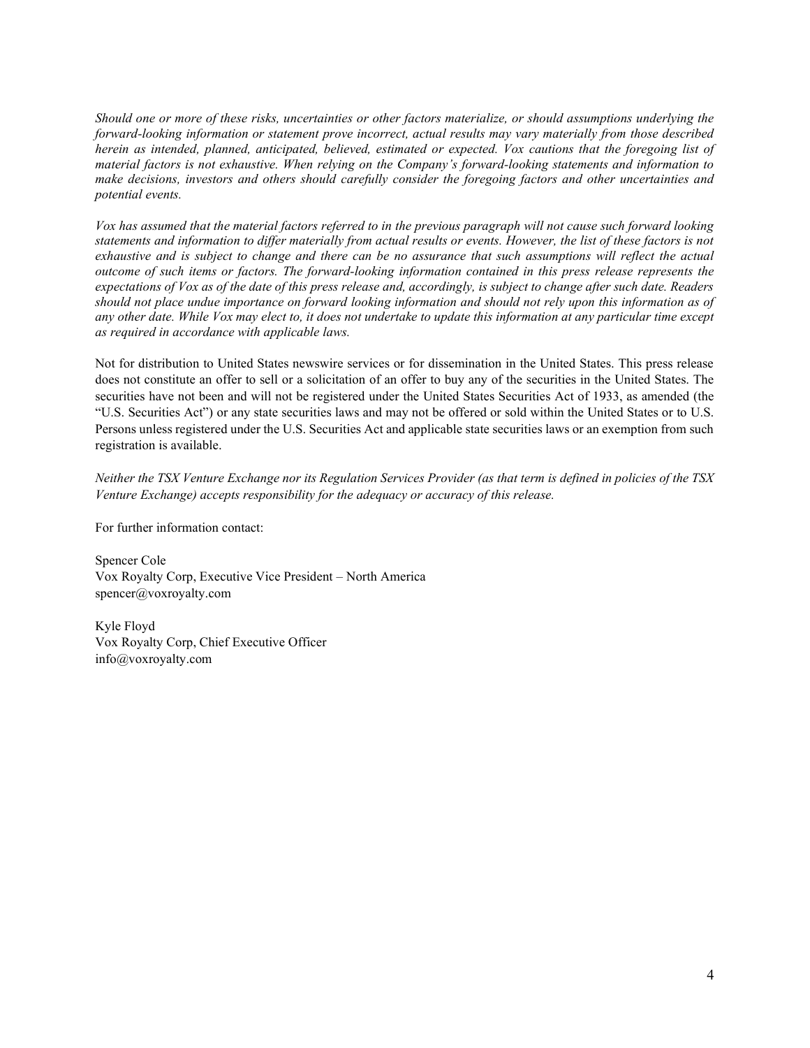*Should one or more of these risks, uncertainties or other factors materialize, or should assumptions underlying the forward-looking information or statement prove incorrect, actual results may vary materially from those described herein as intended, planned, anticipated, believed, estimated or expected. Vox cautions that the foregoing list of material factors is not exhaustive. When relying on the Company's forward-looking statements and information to make decisions, investors and others should carefully consider the foregoing factors and other uncertainties and potential events.*

*Vox has assumed that the material factors referred to in the previous paragraph will not cause such forward looking statements and information to differ materially from actual results or events. However, the list of these factors is not exhaustive and is subject to change and there can be no assurance that such assumptions will reflect the actual outcome of such items or factors. The forward-looking information contained in this press release represents the expectations of Vox as of the date of this press release and, accordingly, is subject to change after such date. Readers should not place undue importance on forward looking information and should not rely upon this information as of any other date. While Vox may elect to, it does not undertake to update this information at any particular time except as required in accordance with applicable laws.*

Not for distribution to United States newswire services or for dissemination in the United States. This press release does not constitute an offer to sell or a solicitation of an offer to buy any of the securities in the United States. The securities have not been and will not be registered under the United States Securities Act of 1933, as amended (the "U.S. Securities Act") or any state securities laws and may not be offered or sold within the United States or to U.S. Persons unless registered under the U.S. Securities Act and applicable state securities laws or an exemption from such registration is available.

*Neither the TSX Venture Exchange nor its Regulation Services Provider (as that term is defined in policies of the TSX Venture Exchange) accepts responsibility for the adequacy or accuracy of this release.*

For further information contact:

Spencer Cole
Vox Royalty Corp, Executive Vice President – North America
spencer@voxroyalty.com

Kyle Floyd
Vox Royalty Corp, Chief Executive Officer
info@voxroyalty.com